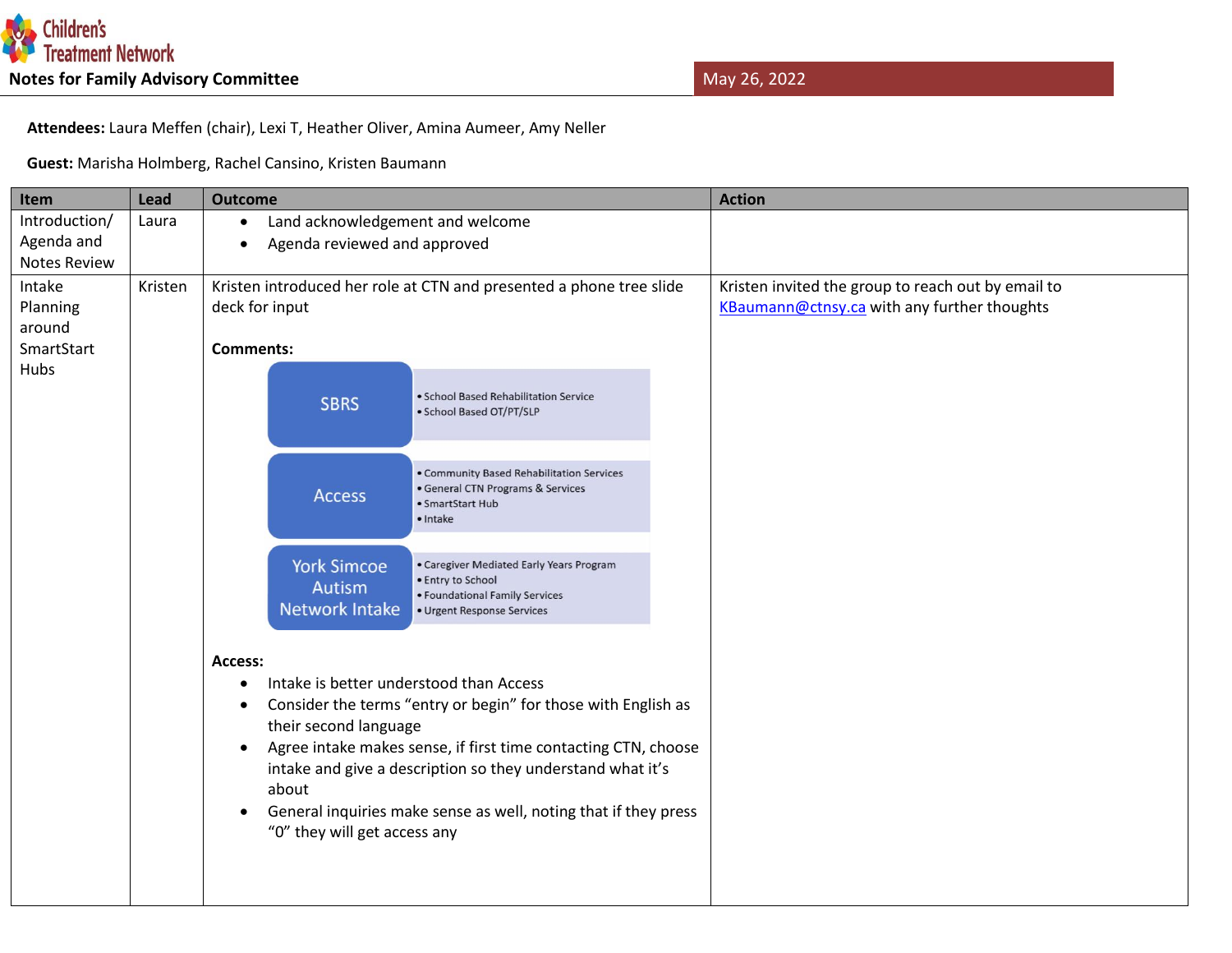Children's Treatment Network

**Notes for Family Advisory Committee**

May 26, 2022

**Attendees:** Laura Meffen (chair), Lexi T, Heather Oliver, Amina Aumeer, Amy Neller

**Guest:** Marisha Holmberg, Rachel Cansino, Kristen Baumann

| Item | Lead | Outcome | Action |
|---|---|---|---|
| Introduction/ Agenda and Notes Review | Laura | • Land acknowledgement and welcome<br>• Agenda reviewed and approved | |
| Intake Planning around SmartStart Hubs | Kristen | Kristen introduced her role at CTN and presented a phone tree slide deck for input<br><br>**Comments:**<br><br>**SBRS**<br>• School Based Rehabilitation Service<br>• School Based OT/PT/SLP<br><br>**Access**<br>• Community Based Rehabilitation Services<br>• General CTN Programs & Services<br>• SmartStart Hub<br>• Intake<br><br>**York Simcoe Autism Network Intake**<br>• Caregiver Mediated Early Years Program<br>• Entry to School<br>• Foundational Family Services<br>• Urgent Response Services<br><br>**Access:**<br>• Intake is better understood than Access<br>• Consider the terms "entry or begin" for those with English as their second language<br>• Agree intake makes sense, if first time contacting CTN, choose intake and give a description so they understand what it's about<br>• General inquiries make sense as well, noting that if they press "0" they will get access any | Kristen invited the group to reach out by email to KBaumann@ctnsy.ca with any further thoughts |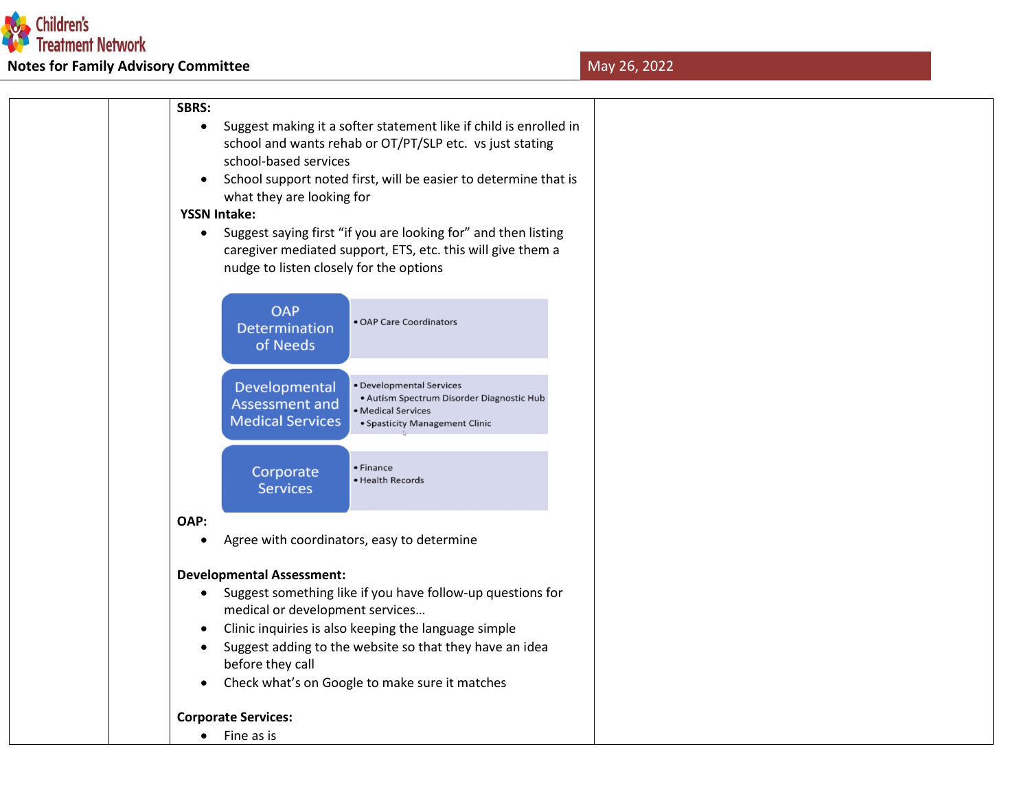| | | **SBRS:**<br>• Suggest making it a softer statement like if child is enrolled in school and wants rehab or OT/PT/SLP etc. vs just stating school-based services<br>• School support noted first, will be easier to determine that is what they are looking for<br>**YSSN Intake:**<br>• Suggest saying first "if you are looking for" and then listing caregiver mediated support, ETS, etc. this will give them a nudge to listen closely for the options<br><br>**OAP Determination of Needs**: • OAP Care Coordinators<br>**Developmental Assessment and Medical Services**: • Developmental Services • Autism Spectrum Disorder Diagnostic Hub • Medical Services • Spasticity Management Clinic<br>**Corporate Services**: • Finance • Health Records<br><br>**OAP:**<br>• Agree with coordinators, easy to determine<br><br>**Developmental Assessment:**<br>• Suggest something like if you have follow-up questions for medical or development services…<br>• Clinic inquiries is also keeping the language simple<br>• Suggest adding to the website so that they have an idea before they call<br>• Check what's on Google to make sure it matches<br><br>**Corporate Services:**<br>• Fine as is | |
|---|---|---|---|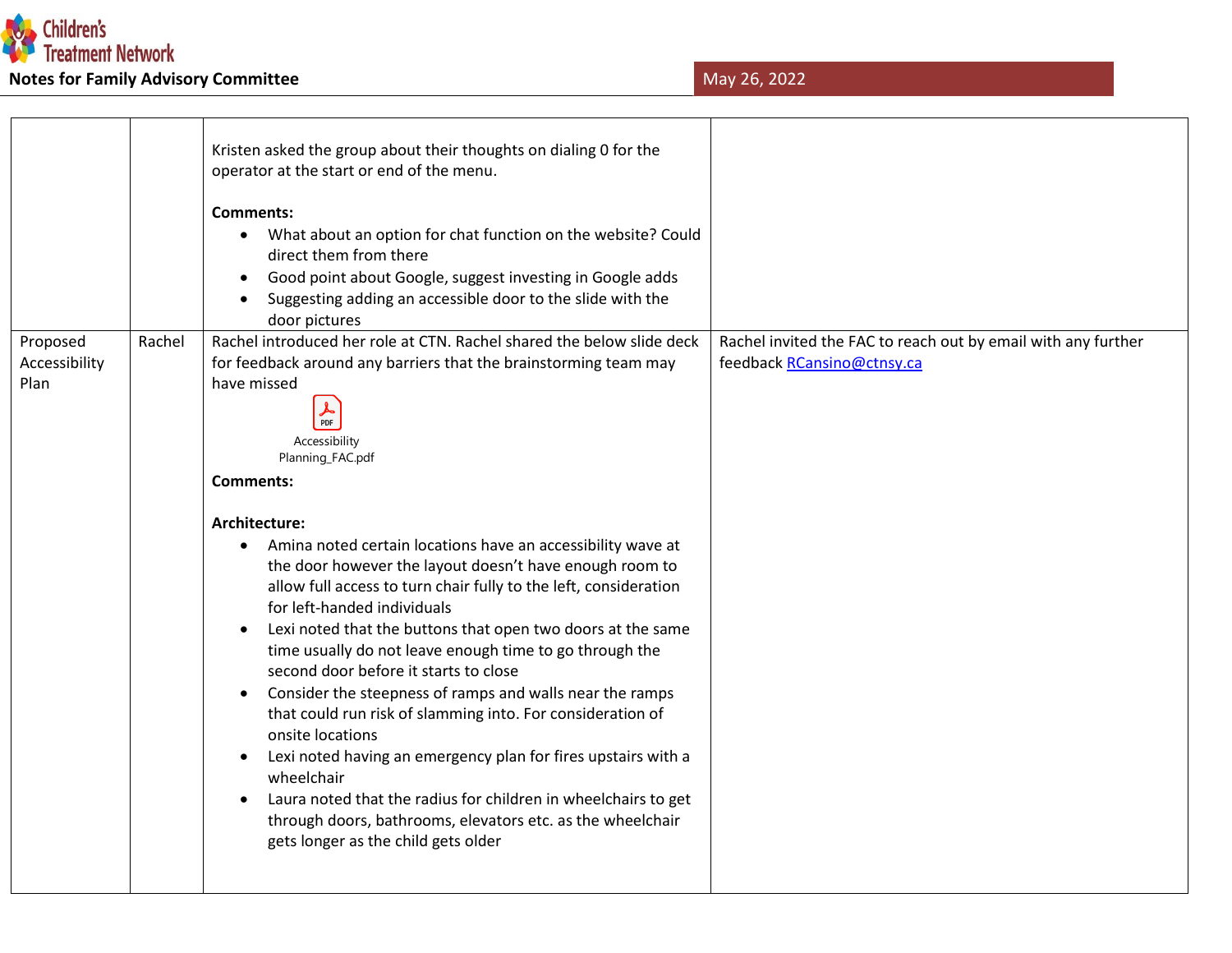| | | | |
|---|---|---|---|
| | | Kristen asked the group about their thoughts on dialing 0 for the operator at the start or end of the menu.<br><br>**Comments:**<br>• What about an option for chat function on the website? Could direct them from there<br>• Good point about Google, suggest investing in Google adds<br>• Suggesting adding an accessible door to the slide with the door pictures | |
| Proposed Accessibility Plan | Rachel | Rachel introduced her role at CTN. Rachel shared the below slide deck for feedback around any barriers that the brainstorming team may have missed<br><br>Accessibility Planning_FAC.pdf<br><br>**Comments:**<br><br>**Architecture:**<br>• Amina noted certain locations have an accessibility wave at the door however the layout doesn't have enough room to allow full access to turn chair fully to the left, consideration for left-handed individuals<br>• Lexi noted that the buttons that open two doors at the same time usually do not leave enough time to go through the second door before it starts to close<br>• Consider the steepness of ramps and walls near the ramps that could run risk of slamming into. For consideration of onsite locations<br>• Lexi noted having an emergency plan for fires upstairs with a wheelchair<br>• Laura noted that the radius for children in wheelchairs to get through doors, bathrooms, elevators etc. as the wheelchair gets longer as the child gets older | Rachel invited the FAC to reach out by email with any further feedback RCansino@ctnsy.ca |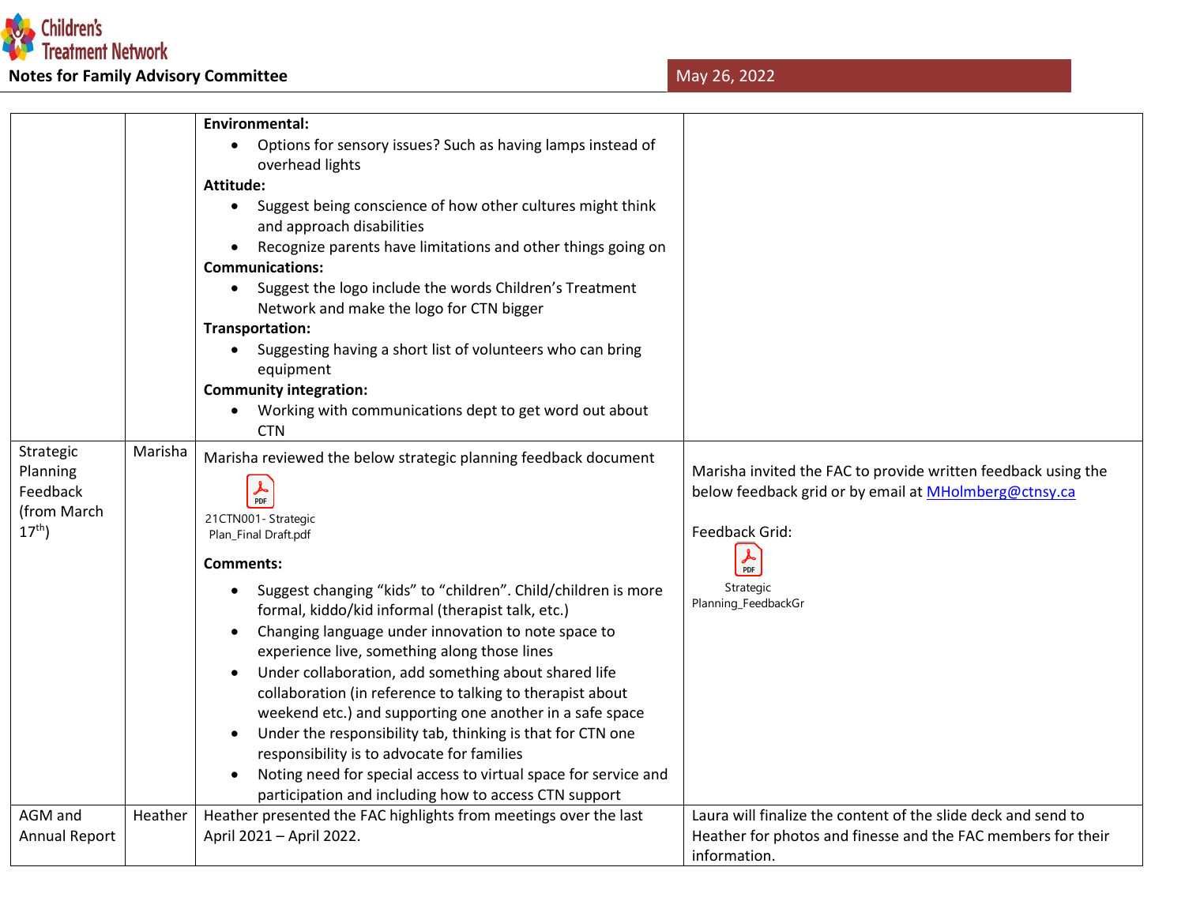| | | | |
|---|---|---|---|
| | | **Environmental:**<br>• Options for sensory issues? Such as having lamps instead of overhead lights<br>**Attitude:**<br>• Suggest being conscience of how other cultures might think and approach disabilities<br>• Recognize parents have limitations and other things going on<br>**Communications:**<br>• Suggest the logo include the words Children's Treatment Network and make the logo for CTN bigger<br>**Transportation:**<br>• Suggesting having a short list of volunteers who can bring equipment<br>**Community integration:**<br>• Working with communications dept to get word out about CTN | |
| Strategic Planning Feedback (from March 17th) | Marisha | Marisha reviewed the below strategic planning feedback document<br>21CTN001- Strategic Plan_Final Draft.pdf<br>**Comments:**<br>• Suggest changing "kids" to "children". Child/children is more formal, kiddo/kid informal (therapist talk, etc.)<br>• Changing language under innovation to note space to experience live, something along those lines<br>• Under collaboration, add something about shared life collaboration (in reference to talking to therapist about weekend etc.) and supporting one another in a safe space<br>• Under the responsibility tab, thinking is that for CTN one responsibility is to advocate for families<br>• Noting need for special access to virtual space for service and participation and including how to access CTN support | Marisha invited the FAC to provide written feedback using the below feedback grid or by email at MHolmberg@ctnsy.ca<br><br>Feedback Grid:<br>Strategic Planning_FeedbackGr |
| AGM and Annual Report | Heather | Heather presented the FAC highlights from meetings over the last April 2021 – April 2022. | Laura will finalize the content of the slide deck and send to Heather for photos and finesse and the FAC members for their information. |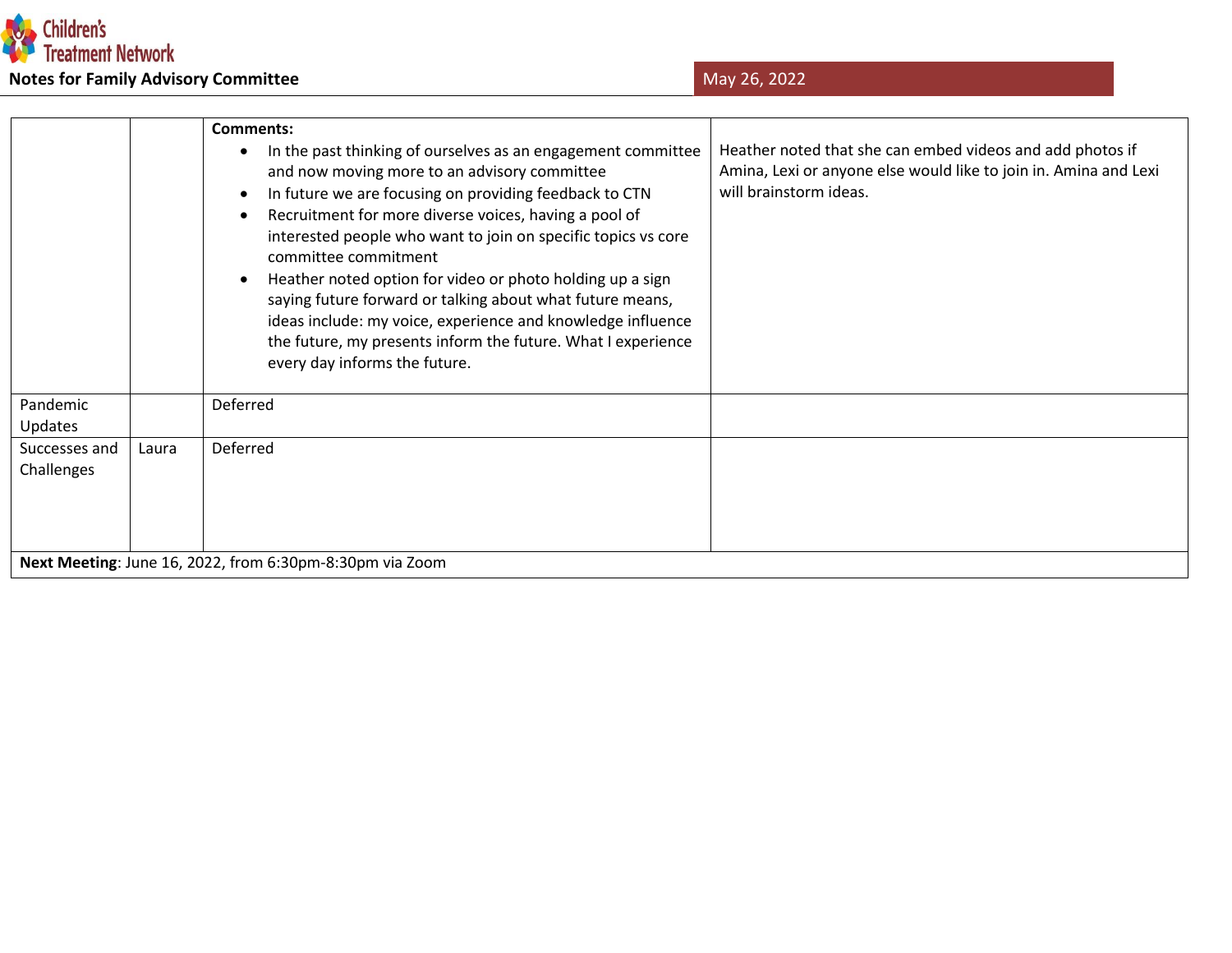| | | | |
|---|---|---|---|
| | | **Comments:**<br>• In the past thinking of ourselves as an engagement committee and now moving more to an advisory committee<br>• In future we are focusing on providing feedback to CTN<br>• Recruitment for more diverse voices, having a pool of interested people who want to join on specific topics vs core committee commitment<br>• Heather noted option for video or photo holding up a sign saying future forward or talking about what future means, ideas include: my voice, experience and knowledge influence the future, my presents inform the future. What I experience every day informs the future. | Heather noted that she can embed videos and add photos if Amina, Lexi or anyone else would like to join in. Amina and Lexi will brainstorm ideas. |
| Pandemic Updates | | Deferred | |
| Successes and Challenges | Laura | Deferred | |
| **Next Meeting**: June 16, 2022, from 6:30pm-8:30pm via Zoom | | | |